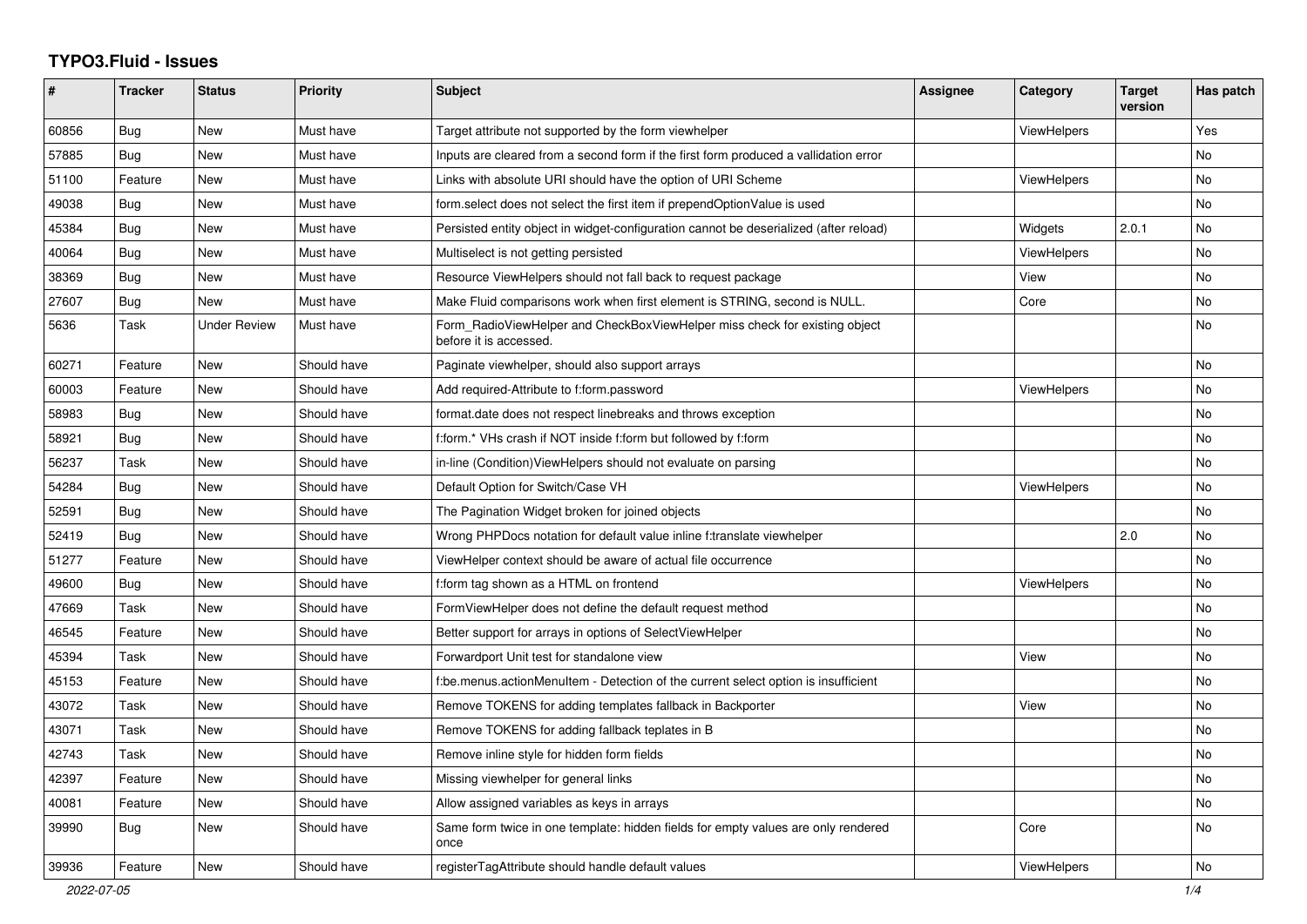# TYPO3.Fluid - Issues

| # | Tracker | Status | Priority | Subject | Assignee | Category | Target version | Has patch |
|---|---|---|---|---|---|---|---|---|
| 60856 | Bug | New | Must have | Target attribute not supported by the form viewhelper | | ViewHelpers | | Yes |
| 57885 | Bug | New | Must have | Inputs are cleared from a second form if the first form produced a vallidation error | | | | No |
| 51100 | Feature | New | Must have | Links with absolute URI should have the option of URI Scheme | | ViewHelpers | | No |
| 49038 | Bug | New | Must have | form.select does not select the first item if prependOptionValue is used | | | | No |
| 45384 | Bug | New | Must have | Persisted entity object in widget-configuration cannot be deserialized (after reload) | | Widgets | 2.0.1 | No |
| 40064 | Bug | New | Must have | Multiselect is not getting persisted | | ViewHelpers | | No |
| 38369 | Bug | New | Must have | Resource ViewHelpers should not fall back to request package | | View | | No |
| 27607 | Bug | New | Must have | Make Fluid comparisons work when first element is STRING, second is NULL. | | Core | | No |
| 5636 | Task | Under Review | Must have | Form_RadioViewHelper and CheckBoxViewHelper miss check for existing object before it is accessed. | | | | No |
| 60271 | Feature | New | Should have | Paginate viewhelper, should also support arrays | | | | No |
| 60003 | Feature | New | Should have | Add required-Attribute to f:form.password | | ViewHelpers | | No |
| 58983 | Bug | New | Should have | format.date does not respect linebreaks and throws exception | | | | No |
| 58921 | Bug | New | Should have | f:form.* VHs crash if NOT inside f:form but followed by f:form | | | | No |
| 56237 | Task | New | Should have | in-line (Condition)ViewHelpers should not evaluate on parsing | | | | No |
| 54284 | Bug | New | Should have | Default Option for Switch/Case VH | | ViewHelpers | | No |
| 52591 | Bug | New | Should have | The Pagination Widget broken for joined objects | | | | No |
| 52419 | Bug | New | Should have | Wrong PHPDocs notation for default value inline f:translate viewhelper | | | 2.0 | No |
| 51277 | Feature | New | Should have | ViewHelper context should be aware of actual file occurrence | | | | No |
| 49600 | Bug | New | Should have | f:form tag shown as a HTML on frontend | | ViewHelpers | | No |
| 47669 | Task | New | Should have | FormViewHelper does not define the default request method | | | | No |
| 46545 | Feature | New | Should have | Better support for arrays in options of SelectViewHelper | | | | No |
| 45394 | Task | New | Should have | Forwardport Unit test for standalone view | | View | | No |
| 45153 | Feature | New | Should have | f:be.menus.actionMenuItem - Detection of the current select option is insufficient | | | | No |
| 43072 | Task | New | Should have | Remove TOKENS for adding templates fallback in Backporter | | View | | No |
| 43071 | Task | New | Should have | Remove TOKENS for adding fallback teplates in B | | | | No |
| 42743 | Task | New | Should have | Remove inline style for hidden form fields | | | | No |
| 42397 | Feature | New | Should have | Missing viewhelper for general links | | | | No |
| 40081 | Feature | New | Should have | Allow assigned variables as keys in arrays | | | | No |
| 39990 | Bug | New | Should have | Same form twice in one template: hidden fields for empty values are only rendered once | | Core | | No |
| 39936 | Feature | New | Should have | registerTagAttribute should handle default values | | ViewHelpers | | No |

2022-07-05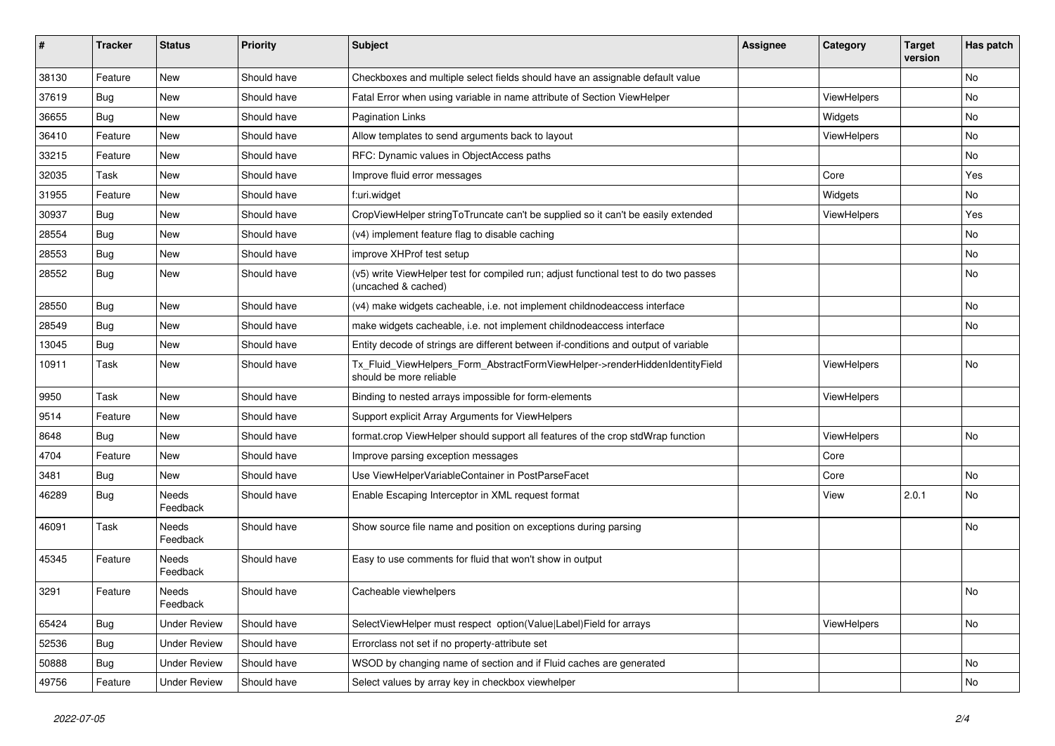| # | Tracker | Status | Priority | Subject | Assignee | Category | Target version | Has patch |
|---|---|---|---|---|---|---|---|---|
| 38130 | Feature | New | Should have | Checkboxes and multiple select fields should have an assignable default value | | | | No |
| 37619 | Bug | New | Should have | Fatal Error when using variable in name attribute of Section ViewHelper | | ViewHelpers | | No |
| 36655 | Bug | New | Should have | Pagination Links | | Widgets | | No |
| 36410 | Feature | New | Should have | Allow templates to send arguments back to layout | | ViewHelpers | | No |
| 33215 | Feature | New | Should have | RFC: Dynamic values in ObjectAccess paths | | | | No |
| 32035 | Task | New | Should have | Improve fluid error messages | | Core | | Yes |
| 31955 | Feature | New | Should have | f:uri.widget | | Widgets | | No |
| 30937 | Bug | New | Should have | CropViewHelper stringToTruncate can't be supplied so it can't be easily extended | | ViewHelpers | | Yes |
| 28554 | Bug | New | Should have | (v4) implement feature flag to disable caching | | | | No |
| 28553 | Bug | New | Should have | improve XHProf test setup | | | | No |
| 28552 | Bug | New | Should have | (v5) write ViewHelper test for compiled run; adjust functional test to do two passes (uncached & cached) | | | | No |
| 28550 | Bug | New | Should have | (v4) make widgets cacheable, i.e. not implement childnodeaccess interface | | | | No |
| 28549 | Bug | New | Should have | make widgets cacheable, i.e. not implement childnodeaccess interface | | | | No |
| 13045 | Bug | New | Should have | Entity decode of strings are different between if-conditions and output of variable | | | | |
| 10911 | Task | New | Should have | Tx_Fluid_ViewHelpers_Form_AbstractFormViewHelper->renderHiddenIdentityField should be more reliable | | ViewHelpers | | No |
| 9950 | Task | New | Should have | Binding to nested arrays impossible for form-elements | | ViewHelpers | | |
| 9514 | Feature | New | Should have | Support explicit Array Arguments for ViewHelpers | | | | |
| 8648 | Bug | New | Should have | format.crop ViewHelper should support all features of the crop stdWrap function | | ViewHelpers | | No |
| 4704 | Feature | New | Should have | Improve parsing exception messages | | Core | | |
| 3481 | Bug | New | Should have | Use ViewHelperVariableContainer in PostParseFacet | | Core | | No |
| 46289 | Bug | Needs Feedback | Should have | Enable Escaping Interceptor in XML request format | | View | 2.0.1 | No |
| 46091 | Task | Needs Feedback | Should have | Show source file name and position on exceptions during parsing | | | | No |
| 45345 | Feature | Needs Feedback | Should have | Easy to use comments for fluid that won't show in output | | | | |
| 3291 | Feature | Needs Feedback | Should have | Cacheable viewhelpers | | | | No |
| 65424 | Bug | Under Review | Should have | SelectViewHelper must respect option(Value\|Label)Field for arrays | | ViewHelpers | | No |
| 52536 | Bug | Under Review | Should have | Errorclass not set if no property-attribute set | | | | |
| 50888 | Bug | Under Review | Should have | WSOD by changing name of section and if Fluid caches are generated | | | | No |
| 49756 | Feature | Under Review | Should have | Select values by array key in checkbox viewhelper | | | | No |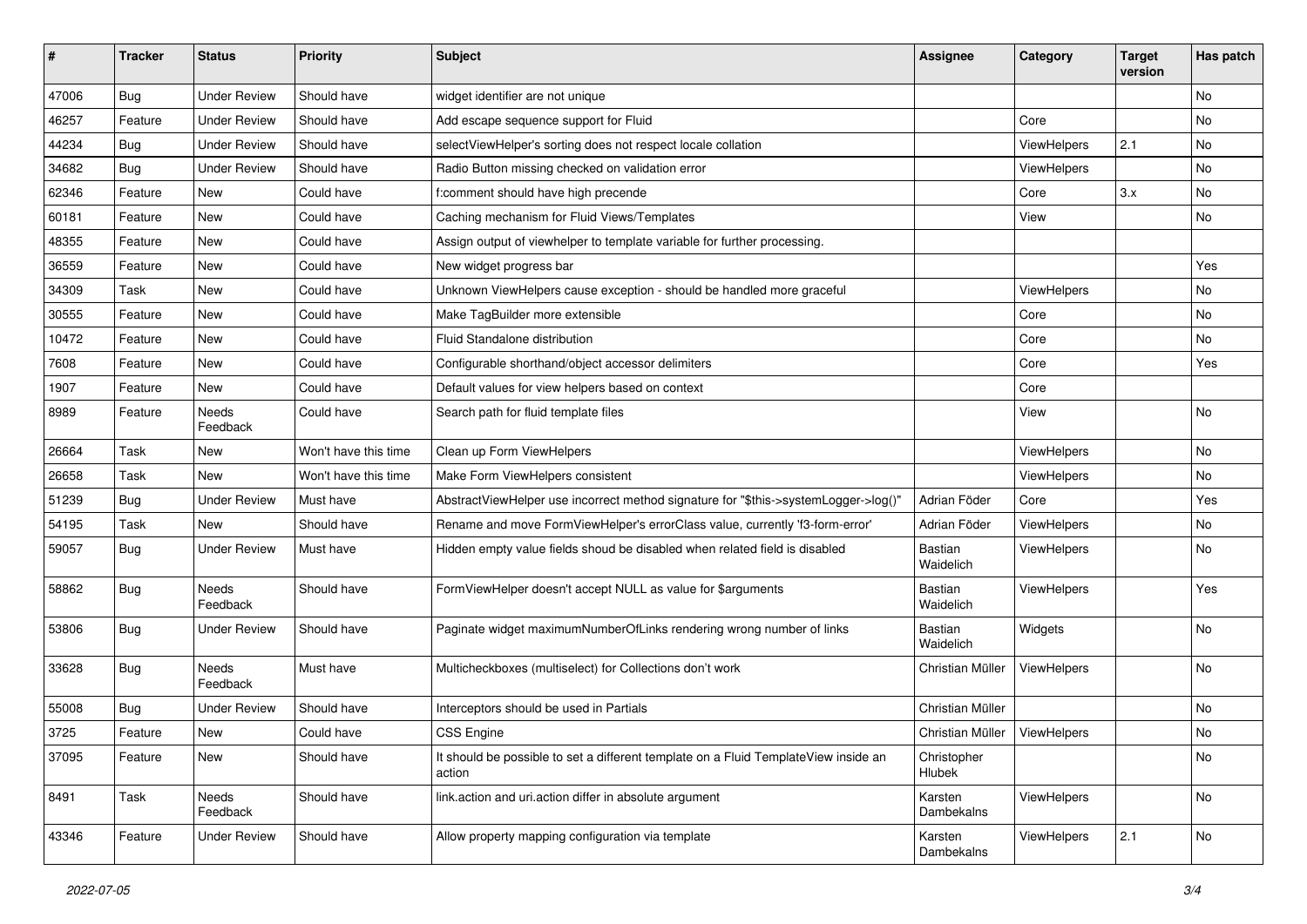| # | Tracker | Status | Priority | Subject | Assignee | Category | Target version | Has patch |
|---|---|---|---|---|---|---|---|---|
| 47006 | Bug | Under Review | Should have | widget identifier are not unique | | | | No |
| 46257 | Feature | Under Review | Should have | Add escape sequence support for Fluid | | Core | | No |
| 44234 | Bug | Under Review | Should have | selectViewHelper's sorting does not respect locale collation | | ViewHelpers | 2.1 | No |
| 34682 | Bug | Under Review | Should have | Radio Button missing checked on validation error | | ViewHelpers | | No |
| 62346 | Feature | New | Could have | f:comment should have high precende | | Core | 3.x | No |
| 60181 | Feature | New | Could have | Caching mechanism for Fluid Views/Templates | | View | | No |
| 48355 | Feature | New | Could have | Assign output of viewhelper to template variable for further processing. | | | | |
| 36559 | Feature | New | Could have | New widget progress bar | | | | Yes |
| 34309 | Task | New | Could have | Unknown ViewHelpers cause exception - should be handled more graceful | | ViewHelpers | | No |
| 30555 | Feature | New | Could have | Make TagBuilder more extensible | | Core | | No |
| 10472 | Feature | New | Could have | Fluid Standalone distribution | | Core | | No |
| 7608 | Feature | New | Could have | Configurable shorthand/object accessor delimiters | | Core | | Yes |
| 1907 | Feature | New | Could have | Default values for view helpers based on context | | Core | | |
| 8989 | Feature | Needs Feedback | Could have | Search path for fluid template files | | View | | No |
| 26664 | Task | New | Won't have this time | Clean up Form ViewHelpers | | ViewHelpers | | No |
| 26658 | Task | New | Won't have this time | Make Form ViewHelpers consistent | | ViewHelpers | | No |
| 51239 | Bug | Under Review | Must have | AbstractViewHelper use incorrect method signature for "$this->systemLogger->log()" | Adrian Föder | Core | | Yes |
| 54195 | Task | New | Should have | Rename and move FormViewHelper's errorClass value, currently 'f3-form-error' | Adrian Föder | ViewHelpers | | No |
| 59057 | Bug | Under Review | Must have | Hidden empty value fields shoud be disabled when related field is disabled | Bastian Waidelich | ViewHelpers | | No |
| 58862 | Bug | Needs Feedback | Should have | FormViewHelper doesn't accept NULL as value for $arguments | Bastian Waidelich | ViewHelpers | | Yes |
| 53806 | Bug | Under Review | Should have | Paginate widget maximumNumberOfLinks rendering wrong number of links | Bastian Waidelich | Widgets | | No |
| 33628 | Bug | Needs Feedback | Must have | Multicheckboxes (multiselect) for Collections don't work | Christian Müller | ViewHelpers | | No |
| 55008 | Bug | Under Review | Should have | Interceptors should be used in Partials | Christian Müller | | | No |
| 3725 | Feature | New | Could have | CSS Engine | Christian Müller | ViewHelpers | | No |
| 37095 | Feature | New | Should have | It should be possible to set a different template on a Fluid TemplateView inside an action | Christopher Hlubek | | | No |
| 8491 | Task | Needs Feedback | Should have | link.action and uri.action differ in absolute argument | Karsten Dambekalns | ViewHelpers | | No |
| 43346 | Feature | Under Review | Should have | Allow property mapping configuration via template | Karsten Dambekalns | ViewHelpers | 2.1 | No |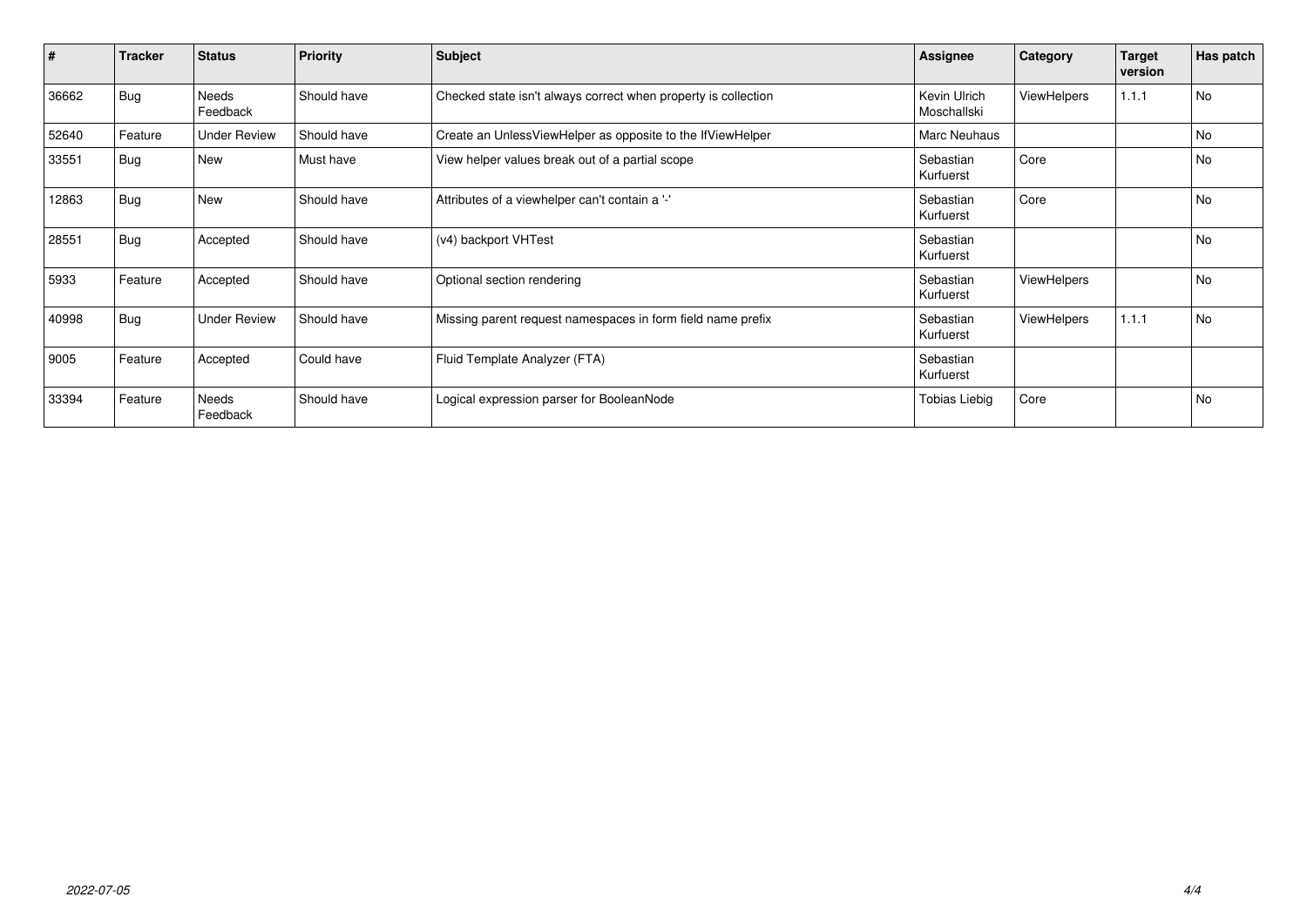| # | Tracker | Status | Priority | Subject | Assignee | Category | Target version | Has patch |
|---|---|---|---|---|---|---|---|---|
| 36662 | Bug | Needs Feedback | Should have | Checked state isn't always correct when property is collection | Kevin Ulrich Moschallski | ViewHelpers | 1.1.1 | No |
| 52640 | Feature | Under Review | Should have | Create an UnlessViewHelper as opposite to the IfViewHelper | Marc Neuhaus | | | No |
| 33551 | Bug | New | Must have | View helper values break out of a partial scope | Sebastian Kurfuerst | Core | | No |
| 12863 | Bug | New | Should have | Attributes of a viewhelper can't contain a '-' | Sebastian Kurfuerst | Core | | No |
| 28551 | Bug | Accepted | Should have | (v4) backport VHTest | Sebastian Kurfuerst | | | No |
| 5933 | Feature | Accepted | Should have | Optional section rendering | Sebastian Kurfuerst | ViewHelpers | | No |
| 40998 | Bug | Under Review | Should have | Missing parent request namespaces in form field name prefix | Sebastian Kurfuerst | ViewHelpers | 1.1.1 | No |
| 9005 | Feature | Accepted | Could have | Fluid Template Analyzer (FTA) | Sebastian Kurfuerst | | | |
| 33394 | Feature | Needs Feedback | Should have | Logical expression parser for BooleanNode | Tobias Liebig | Core | | No |

*2022-07-05*